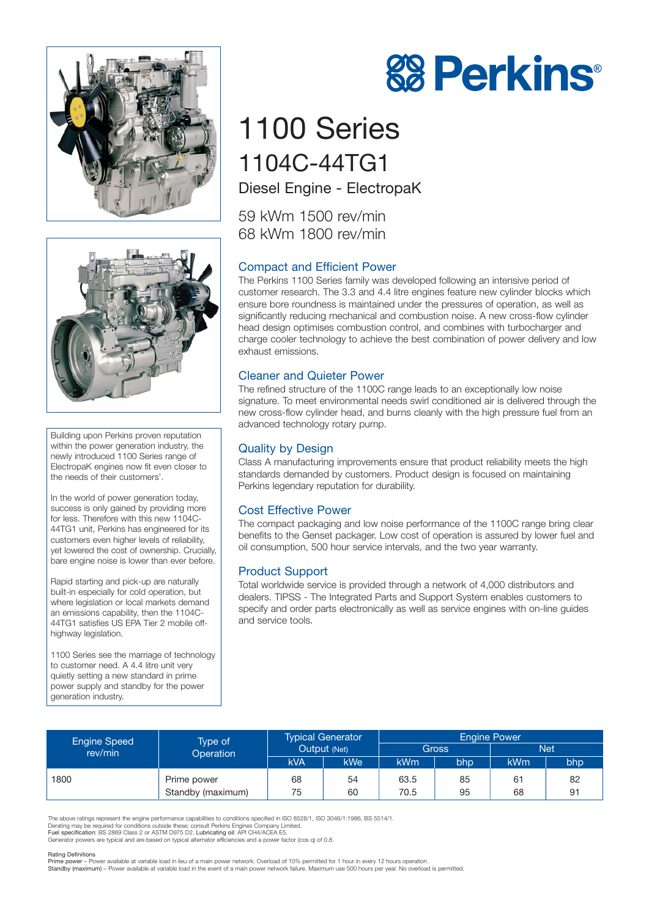# Perkins®

# 1100 Series

## 1104C-44TG1

### Diesel Engine - ElectropaK

59 kWm 1500 rev/min
68 kWm 1800 rev/min

Building upon Perkins proven reputation within the power generation industry, the newly introduced 1100 Series range of ElectropaK engines now fit even closer to the needs of their customers'.

In the world of power generation today, success is only gained by providing more for less. Therefore with this new 1104C-44TG1 unit, Perkins has engineered for its customers even higher levels of reliability, yet lowered the cost of ownership. Crucially, bare engine noise is lower than ever before.

Rapid starting and pick-up are naturally built-in especially for cold operation, but where legislation or local markets demand an emissions capability, then the 1104C-44TG1 satisfies US EPA Tier 2 mobile off-highway legislation.

1100 Series see the marriage of technology to customer need. A 4.4 litre unit very quietly setting a new standard in prime power supply and standby for the power generation industry.

### Compact and Efficient Power

The Perkins 1100 Series family was developed following an intensive period of customer research. The 3.3 and 4.4 litre engines feature new cylinder blocks which ensure bore roundness is maintained under the pressures of operation, as well as significantly reducing mechanical and combustion noise. A new cross-flow cylinder head design optimises combustion control, and combines with turbocharger and charge cooler technology to achieve the best combination of power delivery and low exhaust emissions.

### Cleaner and Quieter Power

The refined structure of the 1100C range leads to an exceptionally low noise signature. To meet environmental needs swirl conditioned air is delivered through the new cross-flow cylinder head, and burns cleanly with the high pressure fuel from an advanced technology rotary pump.

### Quality by Design

Class A manufacturing improvements ensure that product reliability meets the high standards demanded by customers. Product design is focused on maintaining Perkins legendary reputation for durability.

### Cost Effective Power

The compact packaging and low noise performance of the 1100C range bring clear benefits to the Genset packager. Low cost of operation is assured by lower fuel and oil consumption, 500 hour service intervals, and the two year warranty.

### Product Support

Total worldwide service is provided through a network of 4,000 distributors and dealers. TIPSS - The Integrated Parts and Support System enables customers to specify and order parts electronically as well as service engines with on-line guides and service tools.

| Engine Speed rev/min | Type of Operation | Typical Generator Output (Net) | | Engine Power | | | |
|---|---|---|---|---|---|---|---|
| | | | | Gross | | Net | |
| | | kVA | kWe | kWm | bhp | kWm | bhp |
| 1800 | Prime power | 68 | 54 | 63.5 | 85 | 61 | 82 |
| | Standby (maximum) | 75 | 60 | 70.5 | 95 | 68 | 91 |

The above ratings represent the engine performance capabilities to conditions specified in ISO 8528/1, ISO 3046/1:1986, BS 5514/1.
Derating may be required for conditions outside these; consult Perkins Engines Company Limited.
**Fuel specification**: BS 2869 Class 2 or ASTM D975 D2. **Lubricating oil**: API CH4/ACEA E5.
Generator powers are typical and are based on typical alternator efficiencies and a power factor (cos q) of 0.8.

Rating Definitions
**Prime power** – Power available at variable load in lieu of a main power network. Overload of 10% permitted for 1 hour in every 12 hours operation.
**Standby (maximum)** – Power available at variable load in the event of a main power network failure. Maximum use 500 hours per year. No overload is permitted.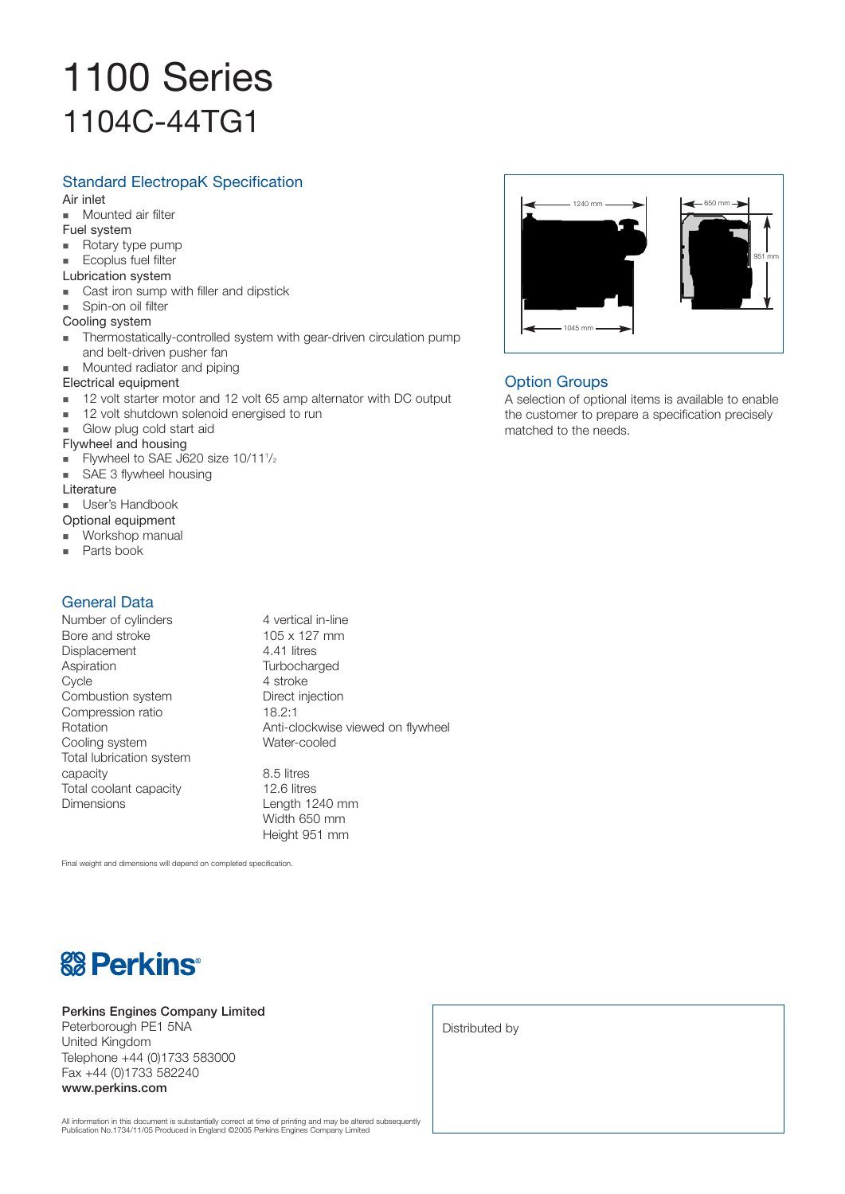# 1100 Series
## 1104C-44TG1

### Standard ElectropaK Specification

Air inlet
- Mounted air filter

Fuel system
- Rotary type pump
- Ecoplus fuel filter

Lubrication system
- Cast iron sump with filler and dipstick
- Spin-on oil filter

Cooling system
- Thermostatically-controlled system with gear-driven circulation pump and belt-driven pusher fan
- Mounted radiator and piping

Electrical equipment
- 12 volt starter motor and 12 volt 65 amp alternator with DC output
- 12 volt shutdown solenoid energised to run
- Glow plug cold start aid

Flywheel and housing
- Flywheel to SAE J620 size 10/11½
- SAE 3 flywheel housing

Literature
- User's Handbook

Optional equipment
- Workshop manual
- Parts book

1240 mm

1045 mm

650 mm

951 mm

### Option Groups

A selection of optional items is available to enable the customer to prepare a specification precisely matched to the needs.

### General Data

| | |
|---|---|
| Number of cylinders | 4 vertical in-line |
| Bore and stroke | 105 x 127 mm |
| Displacement | 4.41 litres |
| Aspiration | Turbocharged |
| Cycle | 4 stroke |
| Combustion system | Direct injection |
| Compression ratio | 18.2:1 |
| Rotation | Anti-clockwise viewed on flywheel |
| Cooling system | Water-cooled |
| Total lubrication system capacity | 8.5 litres |
| Total coolant capacity | 12.6 litres |
| Dimensions | Length 1240 mm<br>Width 650 mm<br>Height 951 mm |

Final weight and dimensions will depend on completed specification.

**Perkins**

**Perkins Engines Company Limited**
Peterborough PE1 5NA
United Kingdom
Telephone +44 (0)1733 583000
Fax +44 (0)1733 582240
**www.perkins.com**

Distributed by

All information in this document is substantially correct at time of printing and may be altered subsequently
Publication No.1734/11/05 Produced in England ©2005 Perkins Engines Company Limited